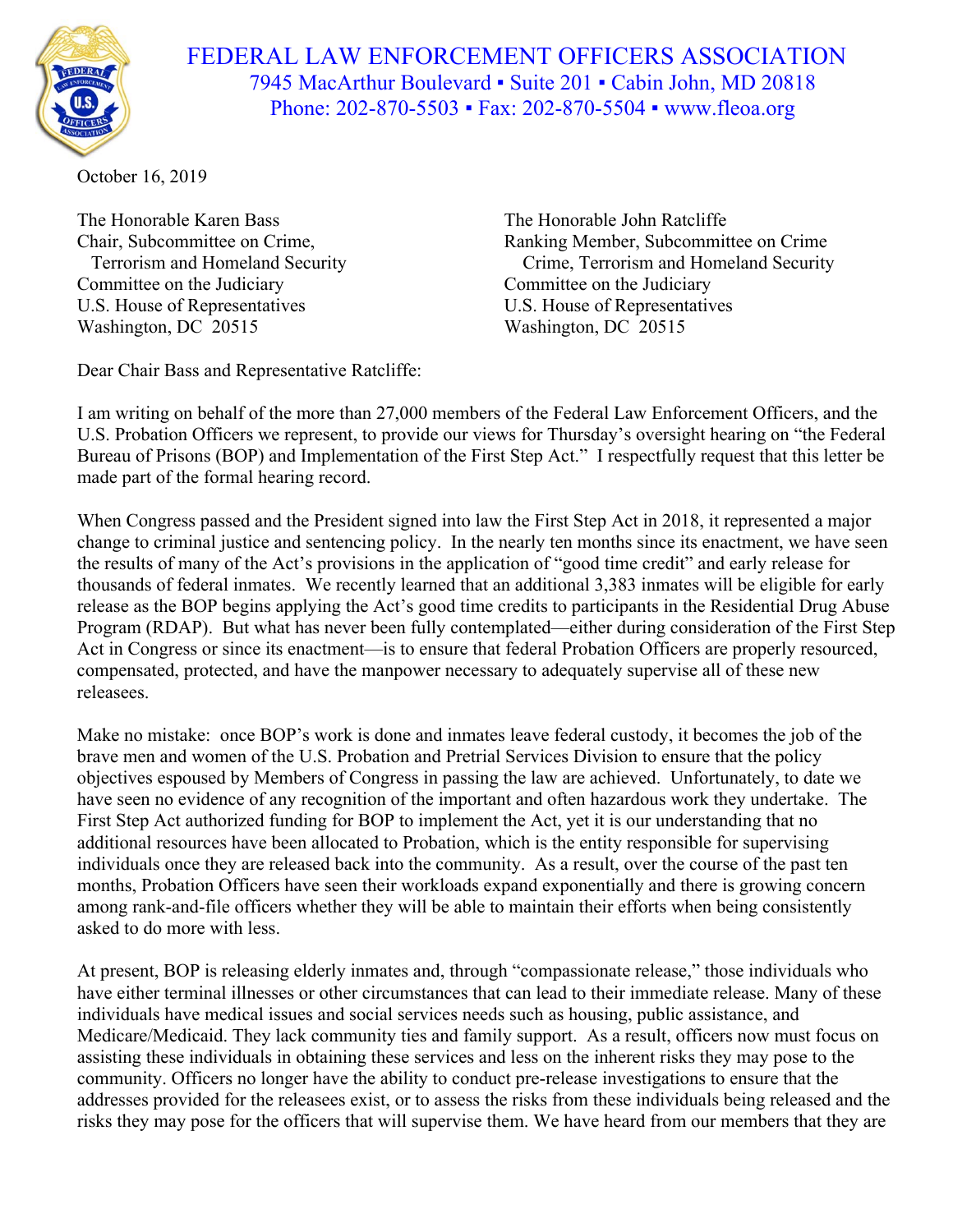# FEDERAL LAW ENFORCEMENT OFFICERS ASSOCIATION

7945 MacArthur Boulevard ▪ Suite 201 ▪ Cabin John, MD 20818
Phone: 202-870-5503 ▪ Fax: 202-870-5504 ▪ www.fleoa.org

October 16, 2019

The Honorable Karen Bass
Chair, Subcommittee on Crime,
Terrorism and Homeland Security
Committee on the Judiciary
U.S. House of Representatives
Washington, DC 20515

The Honorable John Ratcliffe
Ranking Member, Subcommittee on Crime
Crime, Terrorism and Homeland Security
Committee on the Judiciary
U.S. House of Representatives
Washington, DC 20515

Dear Chair Bass and Representative Ratcliffe:

I am writing on behalf of the more than 27,000 members of the Federal Law Enforcement Officers, and the U.S. Probation Officers we represent, to provide our views for Thursday's oversight hearing on "the Federal Bureau of Prisons (BOP) and Implementation of the First Step Act." I respectfully request that this letter be made part of the formal hearing record.

When Congress passed and the President signed into law the First Step Act in 2018, it represented a major change to criminal justice and sentencing policy. In the nearly ten months since its enactment, we have seen the results of many of the Act's provisions in the application of "good time credit" and early release for thousands of federal inmates. We recently learned that an additional 3,383 inmates will be eligible for early release as the BOP begins applying the Act's good time credits to participants in the Residential Drug Abuse Program (RDAP). But what has never been fully contemplated—either during consideration of the First Step Act in Congress or since its enactment—is to ensure that federal Probation Officers are properly resourced, compensated, protected, and have the manpower necessary to adequately supervise all of these new releasees.

Make no mistake: once BOP's work is done and inmates leave federal custody, it becomes the job of the brave men and women of the U.S. Probation and Pretrial Services Division to ensure that the policy objectives espoused by Members of Congress in passing the law are achieved. Unfortunately, to date we have seen no evidence of any recognition of the important and often hazardous work they undertake. The First Step Act authorized funding for BOP to implement the Act, yet it is our understanding that no additional resources have been allocated to Probation, which is the entity responsible for supervising individuals once they are released back into the community. As a result, over the course of the past ten months, Probation Officers have seen their workloads expand exponentially and there is growing concern among rank-and-file officers whether they will be able to maintain their efforts when being consistently asked to do more with less.

At present, BOP is releasing elderly inmates and, through "compassionate release," those individuals who have either terminal illnesses or other circumstances that can lead to their immediate release. Many of these individuals have medical issues and social services needs such as housing, public assistance, and Medicare/Medicaid. They lack community ties and family support. As a result, officers now must focus on assisting these individuals in obtaining these services and less on the inherent risks they may pose to the community. Officers no longer have the ability to conduct pre-release investigations to ensure that the addresses provided for the releasees exist, or to assess the risks from these individuals being released and the risks they may pose for the officers that will supervise them. We have heard from our members that they are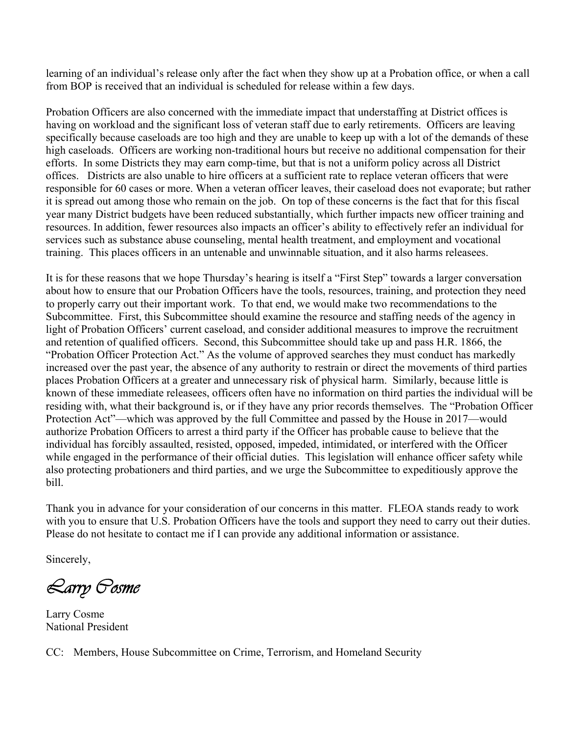learning of an individual's release only after the fact when they show up at a Probation office, or when a call from BOP is received that an individual is scheduled for release within a few days.

Probation Officers are also concerned with the immediate impact that understaffing at District offices is having on workload and the significant loss of veteran staff due to early retirements. Officers are leaving specifically because caseloads are too high and they are unable to keep up with a lot of the demands of these high caseloads. Officers are working non-traditional hours but receive no additional compensation for their efforts. In some Districts they may earn comp-time, but that is not a uniform policy across all District offices. Districts are also unable to hire officers at a sufficient rate to replace veteran officers that were responsible for 60 cases or more. When a veteran officer leaves, their caseload does not evaporate; but rather it is spread out among those who remain on the job. On top of these concerns is the fact that for this fiscal year many District budgets have been reduced substantially, which further impacts new officer training and resources. In addition, fewer resources also impacts an officer's ability to effectively refer an individual for services such as substance abuse counseling, mental health treatment, and employment and vocational training. This places officers in an untenable and unwinnable situation, and it also harms releasees.

It is for these reasons that we hope Thursday's hearing is itself a "First Step" towards a larger conversation about how to ensure that our Probation Officers have the tools, resources, training, and protection they need to properly carry out their important work. To that end, we would make two recommendations to the Subcommittee. First, this Subcommittee should examine the resource and staffing needs of the agency in light of Probation Officers' current caseload, and consider additional measures to improve the recruitment and retention of qualified officers. Second, this Subcommittee should take up and pass H.R. 1866, the "Probation Officer Protection Act." As the volume of approved searches they must conduct has markedly increased over the past year, the absence of any authority to restrain or direct the movements of third parties places Probation Officers at a greater and unnecessary risk of physical harm. Similarly, because little is known of these immediate releasees, officers often have no information on third parties the individual will be residing with, what their background is, or if they have any prior records themselves. The "Probation Officer Protection Act"—which was approved by the full Committee and passed by the House in 2017—would authorize Probation Officers to arrest a third party if the Officer has probable cause to believe that the individual has forcibly assaulted, resisted, opposed, impeded, intimidated, or interfered with the Officer while engaged in the performance of their official duties. This legislation will enhance officer safety while also protecting probationers and third parties, and we urge the Subcommittee to expeditiously approve the bill.

Thank you in advance for your consideration of our concerns in this matter. FLEOA stands ready to work with you to ensure that U.S. Probation Officers have the tools and support they need to carry out their duties. Please do not hesitate to contact me if I can provide any additional information or assistance.

Sincerely,

*Larry Cosme*

Larry Cosme
National President

CC: Members, House Subcommittee on Crime, Terrorism, and Homeland Security